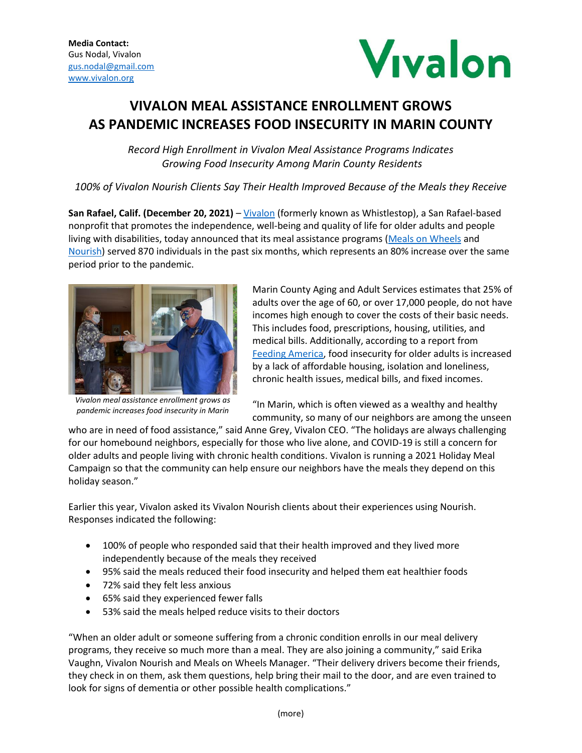**Media Contact:**
Gus Nodal, Vivalon
gus.nodal@gmail.com
www.vivalon.org

Vivalon

# VIVALON MEAL ASSISTANCE ENROLLMENT GROWS AS PANDEMIC INCREASES FOOD INSECURITY IN MARIN COUNTY

*Record High Enrollment in Vivalon Meal Assistance Programs Indicates Growing Food Insecurity Among Marin County Residents*

*100% of Vivalon Nourish Clients Say Their Health Improved Because of the Meals they Receive*

**San Rafael, Calif. (December 20, 2021)** – Vivalon (formerly known as Whistlestop), a San Rafael-based nonprofit that promotes the independence, well-being and quality of life for older adults and people living with disabilities, today announced that its meal assistance programs (Meals on Wheels and Nourish) served 870 individuals in the past six months, which represents an 80% increase over the same period prior to the pandemic.

*Vivalon meal assistance enrollment grows as pandemic increases food insecurity in Marin*

Marin County Aging and Adult Services estimates that 25% of adults over the age of 60, or over 17,000 people, do not have incomes high enough to cover the costs of their basic needs. This includes food, prescriptions, housing, utilities, and medical bills. Additionally, according to a report from Feeding America, food insecurity for older adults is increased by a lack of affordable housing, isolation and loneliness, chronic health issues, medical bills, and fixed incomes.

"In Marin, which is often viewed as a wealthy and healthy community, so many of our neighbors are among the unseen who are in need of food assistance," said Anne Grey, Vivalon CEO. "The holidays are always challenging for our homebound neighbors, especially for those who live alone, and COVID-19 is still a concern for older adults and people living with chronic health conditions. Vivalon is running a 2021 Holiday Meal Campaign so that the community can help ensure our neighbors have the meals they depend on this holiday season."

Earlier this year, Vivalon asked its Vivalon Nourish clients about their experiences using Nourish. Responses indicated the following:

- 100% of people who responded said that their health improved and they lived more independently because of the meals they received
- 95% said the meals reduced their food insecurity and helped them eat healthier foods
- 72% said they felt less anxious
- 65% said they experienced fewer falls
- 53% said the meals helped reduce visits to their doctors

"When an older adult or someone suffering from a chronic condition enrolls in our meal delivery programs, they receive so much more than a meal. They are also joining a community," said Erika Vaughn, Vivalon Nourish and Meals on Wheels Manager. "Their delivery drivers become their friends, they check in on them, ask them questions, help bring their mail to the door, and are even trained to look for signs of dementia or other possible health complications."

(more)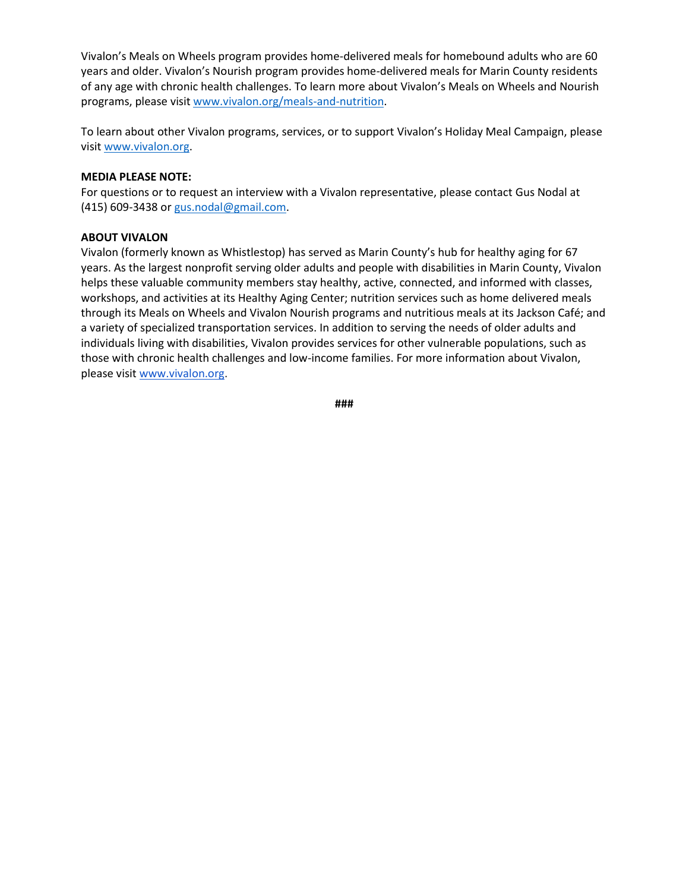Vivalon's Meals on Wheels program provides home-delivered meals for homebound adults who are 60 years and older. Vivalon's Nourish program provides home-delivered meals for Marin County residents of any age with chronic health challenges. To learn more about Vivalon's Meals on Wheels and Nourish programs, please visit www.vivalon.org/meals-and-nutrition.

To learn about other Vivalon programs, services, or to support Vivalon's Holiday Meal Campaign, please visit www.vivalon.org.

**MEDIA PLEASE NOTE:**
For questions or to request an interview with a Vivalon representative, please contact Gus Nodal at (415) 609-3438 or gus.nodal@gmail.com.

**ABOUT VIVALON**
Vivalon (formerly known as Whistlestop) has served as Marin County's hub for healthy aging for 67 years. As the largest nonprofit serving older adults and people with disabilities in Marin County, Vivalon helps these valuable community members stay healthy, active, connected, and informed with classes, workshops, and activities at its Healthy Aging Center; nutrition services such as home delivered meals through its Meals on Wheels and Vivalon Nourish programs and nutritious meals at its Jackson Café; and a variety of specialized transportation services. In addition to serving the needs of older adults and individuals living with disabilities, Vivalon provides services for other vulnerable populations, such as those with chronic health challenges and low-income families. For more information about Vivalon, please visit www.vivalon.org.

###